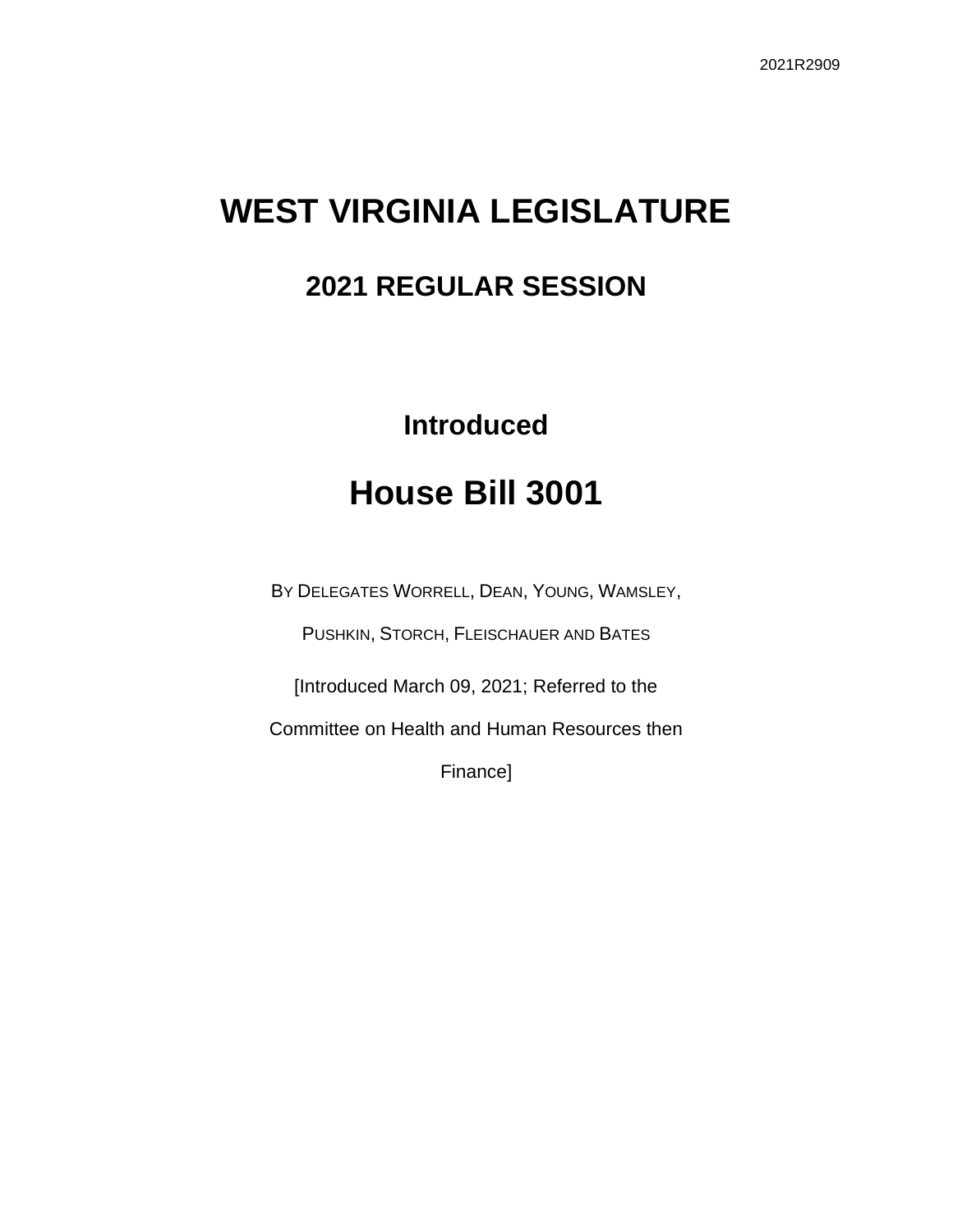2021R2909

# WEST VIRGINIA LEGISLATURE

## 2021 REGULAR SESSION

### Introduced

# House Bill 3001

BY DELEGATES WORRELL, DEAN, YOUNG, WAMSLEY, PUSHKIN, STORCH, FLEISCHAUER AND BATES

[Introduced March 09, 2021; Referred to the Committee on Health and Human Resources then Finance]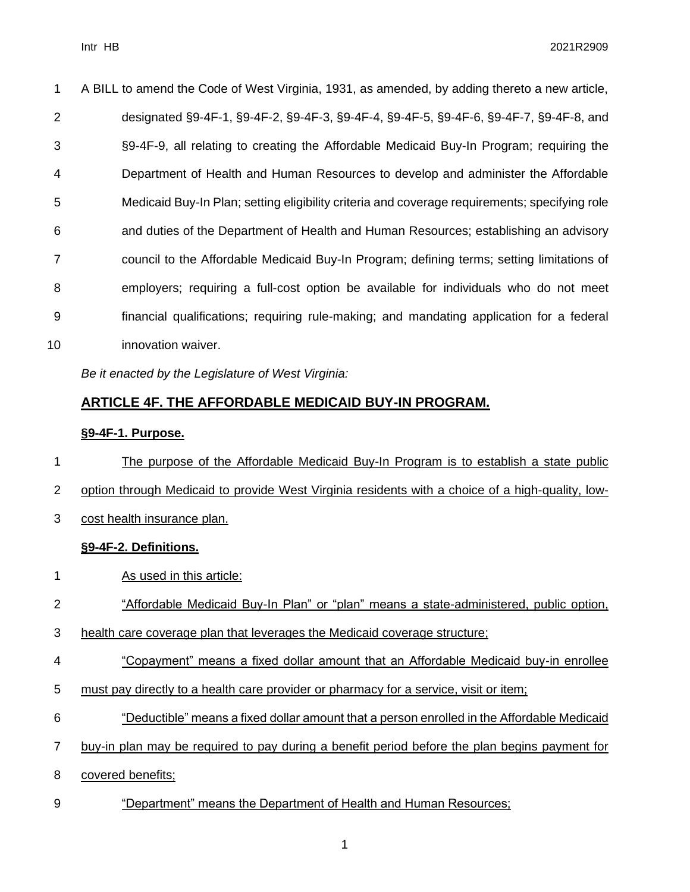A BILL to amend the Code of West Virginia, 1931, as amended, by adding thereto a new article, designated §9-4F-1, §9-4F-2, §9-4F-3, §9-4F-4, §9-4F-5, §9-4F-6, §9-4F-7, §9-4F-8, and §9-4F-9, all relating to creating the Affordable Medicaid Buy-In Program; requiring the Department of Health and Human Resources to develop and administer the Affordable Medicaid Buy-In Plan; setting eligibility criteria and coverage requirements; specifying role and duties of the Department of Health and Human Resources; establishing an advisory council to the Affordable Medicaid Buy-In Program; defining terms; setting limitations of employers; requiring a full-cost option be available for individuals who do not meet financial qualifications; requiring rule-making; and mandating application for a federal innovation waiver.

*Be it enacted by the Legislature of West Virginia:*

## ARTICLE 4F. THE AFFORDABLE MEDICAID BUY-IN PROGRAM.

### §9-4F-1. Purpose.

The purpose of the Affordable Medicaid Buy-In Program is to establish a state public option through Medicaid to provide West Virginia residents with a choice of a high-quality, low-cost health insurance plan.

### §9-4F-2. Definitions.

As used in this article:

"Affordable Medicaid Buy-In Plan" or "plan" means a state-administered, public option, health care coverage plan that leverages the Medicaid coverage structure;

"Copayment" means a fixed dollar amount that an Affordable Medicaid buy-in enrollee must pay directly to a health care provider or pharmacy for a service, visit or item;

"Deductible" means a fixed dollar amount that a person enrolled in the Affordable Medicaid buy-in plan may be required to pay during a benefit period before the plan begins payment for covered benefits;

"Department" means the Department of Health and Human Resources;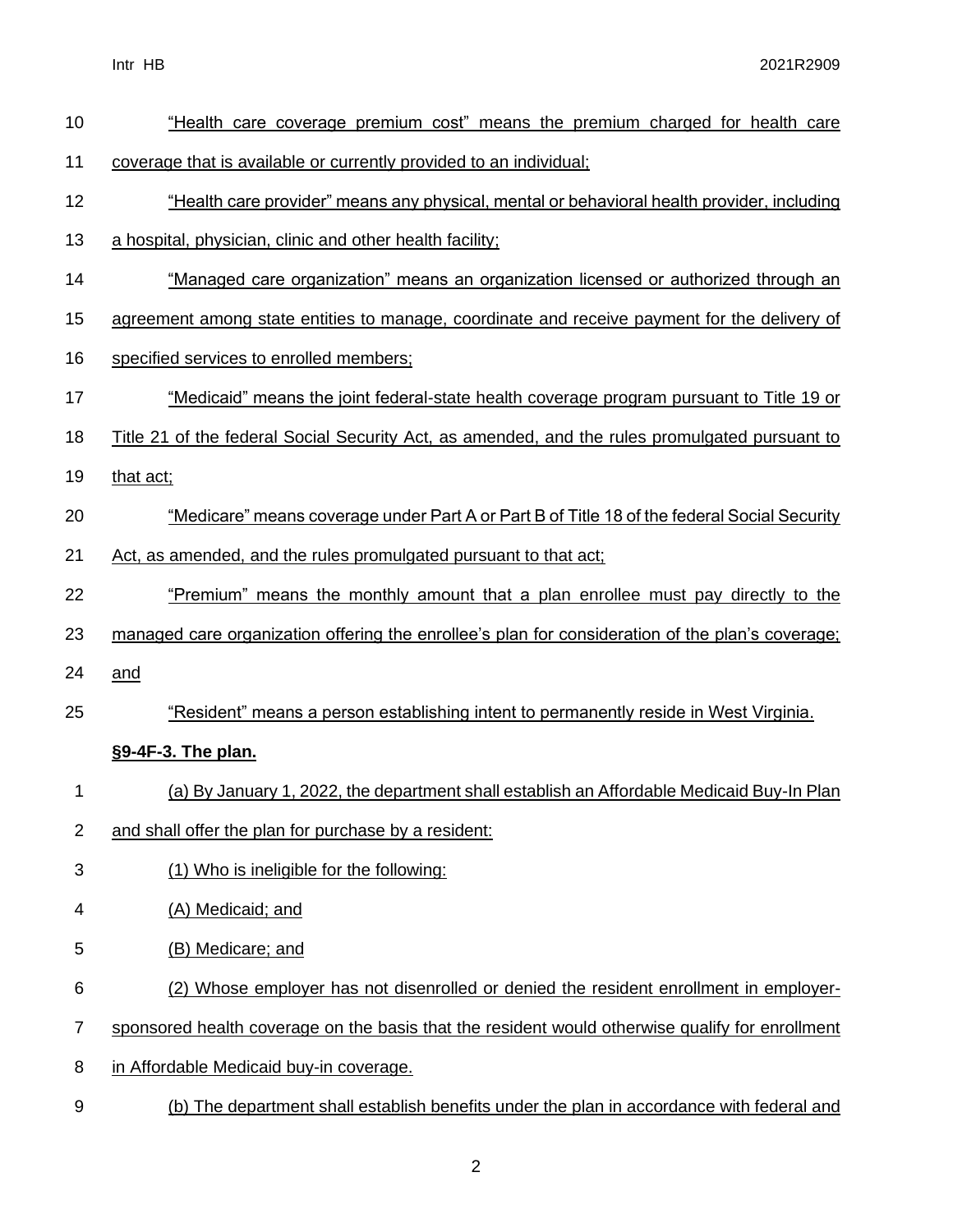"Health care coverage premium cost" means the premium charged for health care coverage that is available or currently provided to an individual;

"Health care provider" means any physical, mental or behavioral health provider, including a hospital, physician, clinic and other health facility;

"Managed care organization" means an organization licensed or authorized through an agreement among state entities to manage, coordinate and receive payment for the delivery of specified services to enrolled members;

"Medicaid" means the joint federal-state health coverage program pursuant to Title 19 or Title 21 of the federal Social Security Act, as amended, and the rules promulgated pursuant to that act;

"Medicare" means coverage under Part A or Part B of Title 18 of the federal Social Security Act, as amended, and the rules promulgated pursuant to that act;

"Premium" means the monthly amount that a plan enrollee must pay directly to the managed care organization offering the enrollee's plan for consideration of the plan's coverage; and

"Resident" means a person establishing intent to permanently reside in West Virginia.

**§9-4F-3. The plan.**

(a) By January 1, 2022, the department shall establish an Affordable Medicaid Buy-In Plan and shall offer the plan for purchase by a resident:

(1) Who is ineligible for the following:

(A) Medicaid; and

(B) Medicare; and

(2) Whose employer has not disenrolled or denied the resident enrollment in employer-sponsored health coverage on the basis that the resident would otherwise qualify for enrollment in Affordable Medicaid buy-in coverage.

(b) The department shall establish benefits under the plan in accordance with federal and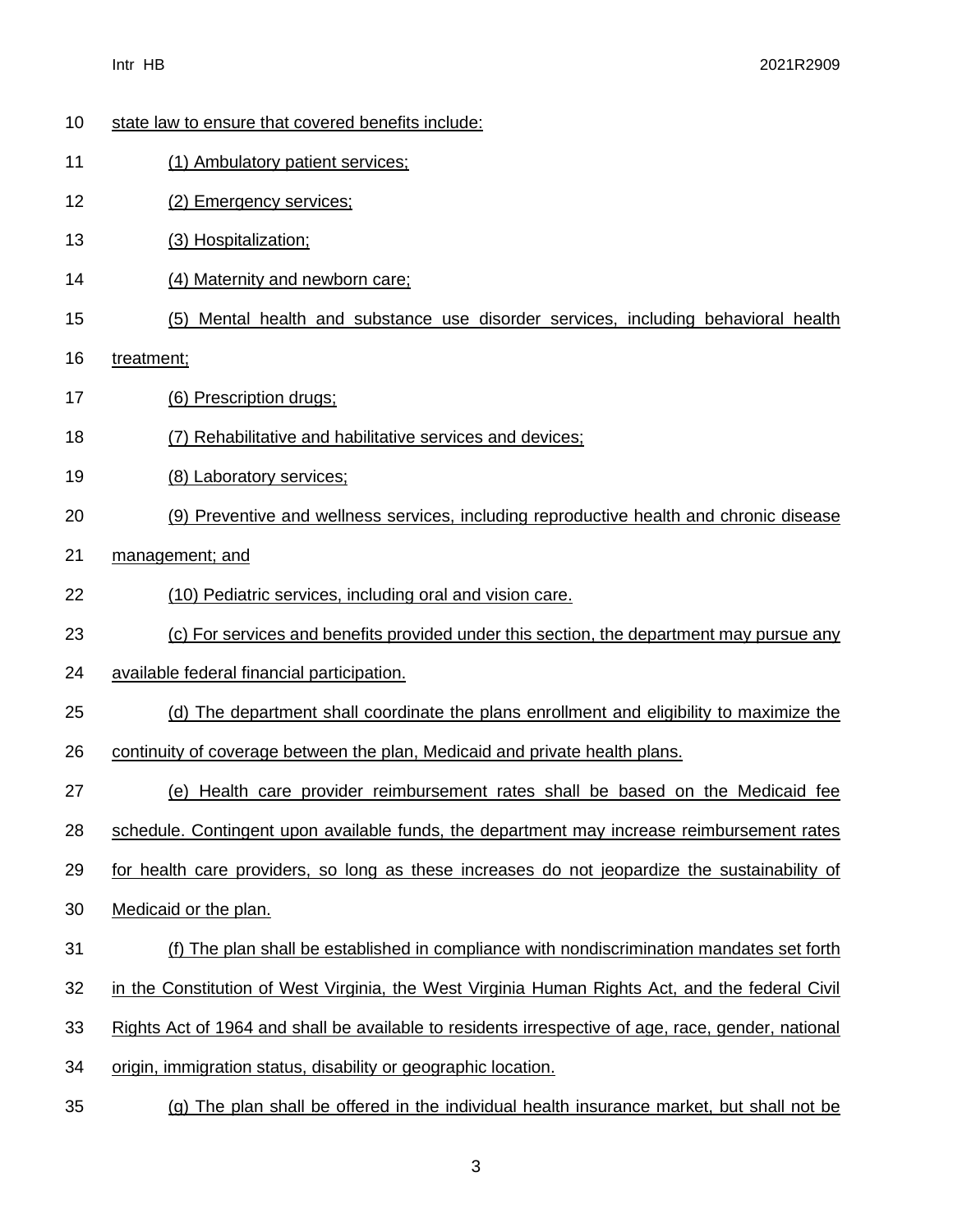state law to ensure that covered benefits include:

(1) Ambulatory patient services;

(2) Emergency services;

(3) Hospitalization;

(4) Maternity and newborn care;

(5) Mental health and substance use disorder services, including behavioral health treatment;

(6) Prescription drugs;

(7) Rehabilitative and habilitative services and devices;

(8) Laboratory services;

(9) Preventive and wellness services, including reproductive health and chronic disease management; and

(10) Pediatric services, including oral and vision care.

(c) For services and benefits provided under this section, the department may pursue any available federal financial participation.

(d) The department shall coordinate the plans enrollment and eligibility to maximize the continuity of coverage between the plan, Medicaid and private health plans.

(e) Health care provider reimbursement rates shall be based on the Medicaid fee schedule. Contingent upon available funds, the department may increase reimbursement rates for health care providers, so long as these increases do not jeopardize the sustainability of Medicaid or the plan.

(f) The plan shall be established in compliance with nondiscrimination mandates set forth in the Constitution of West Virginia, the West Virginia Human Rights Act, and the federal Civil Rights Act of 1964 and shall be available to residents irrespective of age, race, gender, national origin, immigration status, disability or geographic location.

(g) The plan shall be offered in the individual health insurance market, but shall not be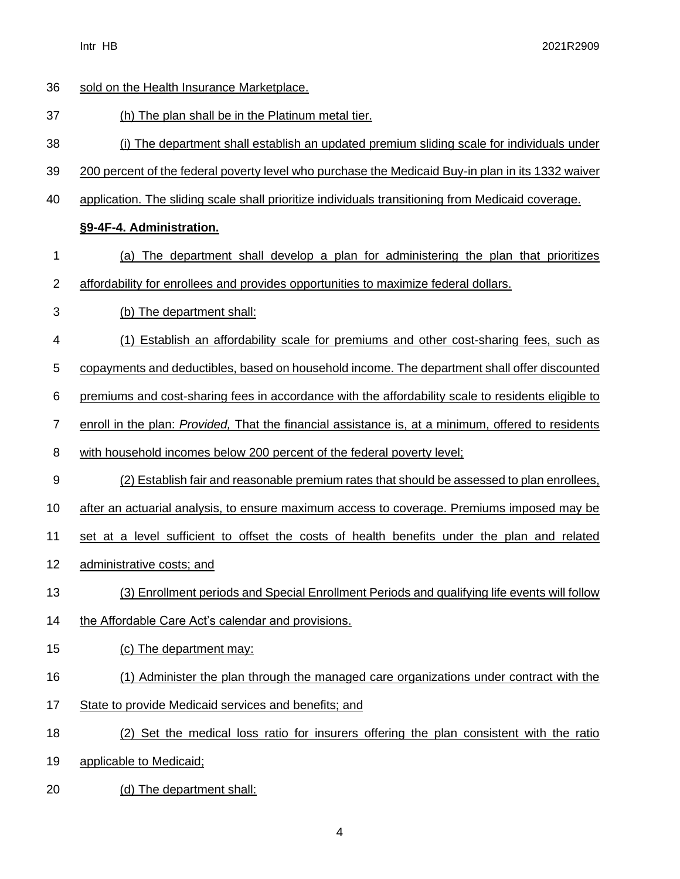sold on the Health Insurance Marketplace.

(h) The plan shall be in the Platinum metal tier.

(i) The department shall establish an updated premium sliding scale for individuals under 200 percent of the federal poverty level who purchase the Medicaid Buy-in plan in its 1332 waiver application. The sliding scale shall prioritize individuals transitioning from Medicaid coverage.

**§9-4F-4. Administration.**

(a) The department shall develop a plan for administering the plan that prioritizes affordability for enrollees and provides opportunities to maximize federal dollars.

(b) The department shall:

(1) Establish an affordability scale for premiums and other cost-sharing fees, such as copayments and deductibles, based on household income. The department shall offer discounted premiums and cost-sharing fees in accordance with the affordability scale to residents eligible to enroll in the plan: *Provided,* That the financial assistance is, at a minimum, offered to residents with household incomes below 200 percent of the federal poverty level;

(2) Establish fair and reasonable premium rates that should be assessed to plan enrollees, after an actuarial analysis, to ensure maximum access to coverage. Premiums imposed may be set at a level sufficient to offset the costs of health benefits under the plan and related administrative costs; and

(3) Enrollment periods and Special Enrollment Periods and qualifying life events will follow the Affordable Care Act's calendar and provisions.

(c) The department may:

(1) Administer the plan through the managed care organizations under contract with the State to provide Medicaid services and benefits; and

(2) Set the medical loss ratio for insurers offering the plan consistent with the ratio applicable to Medicaid;

(d) The department shall: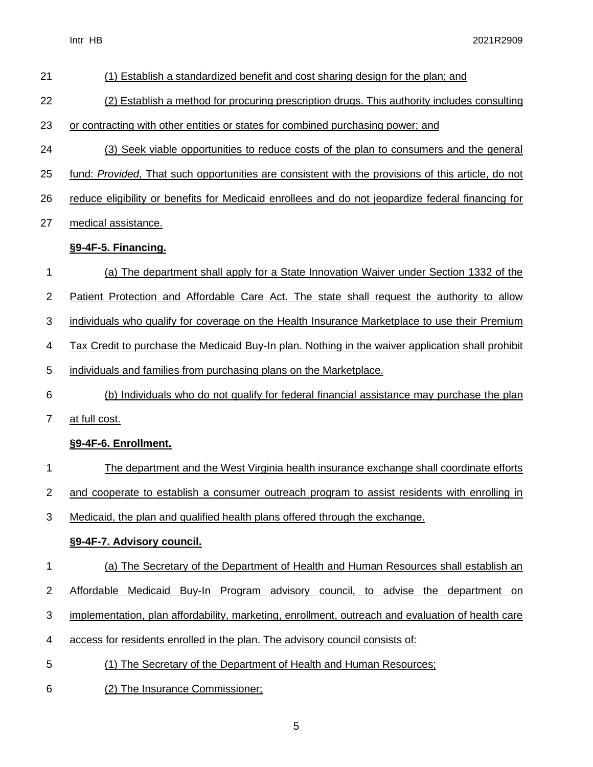(1) Establish a standardized benefit and cost sharing design for the plan; and

(2) Establish a method for procuring prescription drugs. This authority includes consulting or contracting with other entities or states for combined purchasing power; and

(3) Seek viable opportunities to reduce costs of the plan to consumers and the general fund: *Provided,* That such opportunities are consistent with the provisions of this article, do not reduce eligibility or benefits for Medicaid enrollees and do not jeopardize federal financing for medical assistance.

**§9-4F-5. Financing.**

(a) The department shall apply for a State Innovation Waiver under Section 1332 of the Patient Protection and Affordable Care Act. The state shall request the authority to allow individuals who qualify for coverage on the Health Insurance Marketplace to use their Premium Tax Credit to purchase the Medicaid Buy-In plan. Nothing in the waiver application shall prohibit individuals and families from purchasing plans on the Marketplace.

(b) Individuals who do not qualify for federal financial assistance may purchase the plan at full cost.

**§9-4F-6. Enrollment.**

The department and the West Virginia health insurance exchange shall coordinate efforts and cooperate to establish a consumer outreach program to assist residents with enrolling in Medicaid, the plan and qualified health plans offered through the exchange.

**§9-4F-7. Advisory council.**

(a) The Secretary of the Department of Health and Human Resources shall establish an Affordable Medicaid Buy-In Program advisory council, to advise the department on implementation, plan affordability, marketing, enrollment, outreach and evaluation of health care access for residents enrolled in the plan. The advisory council consists of:

(1) The Secretary of the Department of Health and Human Resources;

(2) The Insurance Commissioner;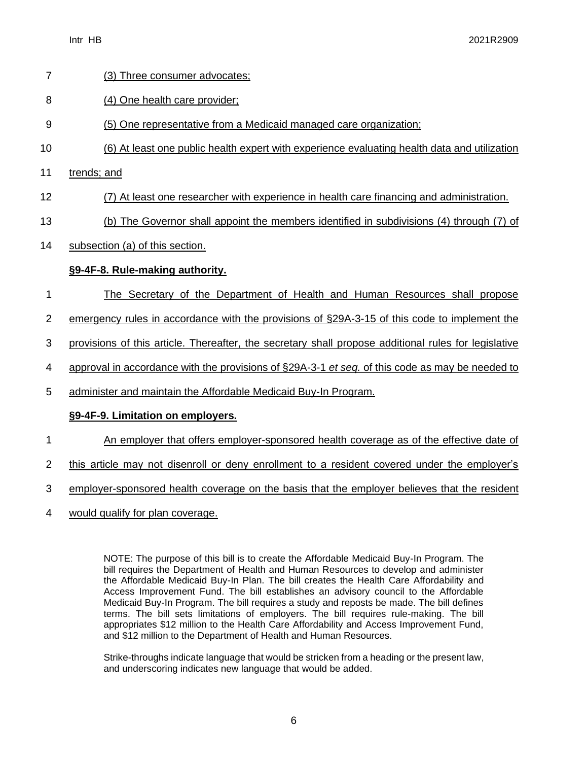(3) Three consumer advocates;

(4) One health care provider;

(5) One representative from a Medicaid managed care organization;

(6) At least one public health expert with experience evaluating health data and utilization trends; and

(7) At least one researcher with experience in health care financing and administration.

(b) The Governor shall appoint the members identified in subdivisions (4) through (7) of subsection (a) of this section.

**§9-4F-8. Rule-making authority.**

The Secretary of the Department of Health and Human Resources shall propose emergency rules in accordance with the provisions of §29A-3-15 of this code to implement the provisions of this article. Thereafter, the secretary shall propose additional rules for legislative approval in accordance with the provisions of §29A-3-1 *et seq.* of this code as may be needed to administer and maintain the Affordable Medicaid Buy-In Program.

**§9-4F-9. Limitation on employers.**

An employer that offers employer-sponsored health coverage as of the effective date of this article may not disenroll or deny enrollment to a resident covered under the employer's employer-sponsored health coverage on the basis that the employer believes that the resident would qualify for plan coverage.

NOTE: The purpose of this bill is to create the Affordable Medicaid Buy-In Program. The bill requires the Department of Health and Human Resources to develop and administer the Affordable Medicaid Buy-In Plan. The bill creates the Health Care Affordability and Access Improvement Fund. The bill establishes an advisory council to the Affordable Medicaid Buy-In Program. The bill requires a study and reposts be made. The bill defines terms. The bill sets limitations of employers. The bill requires rule-making. The bill appropriates $12 million to the Health Care Affordability and Access Improvement Fund, and $12 million to the Department of Health and Human Resources.

Strike-throughs indicate language that would be stricken from a heading or the present law, and underscoring indicates new language that would be added.